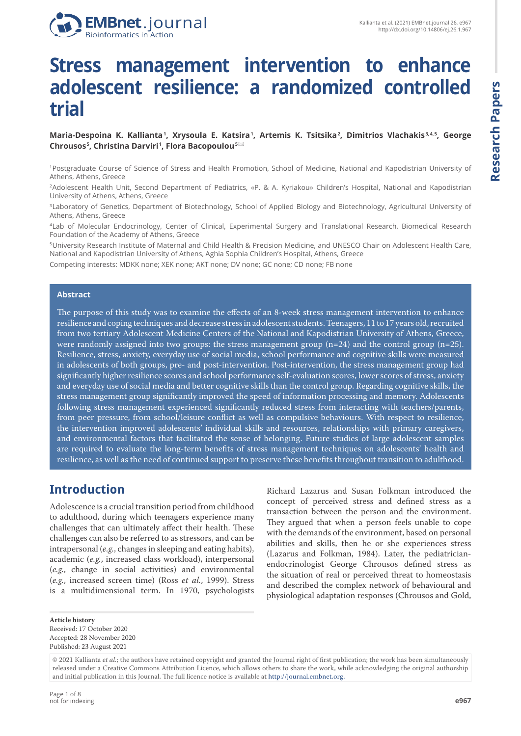# Stress management intervention to enhance adolescent resilience: a randomized controlled trial

**Maria-Despoina K. Kallianta[1], Xrysoula E. Katsira[1], Artemis K. Tsitsika[2], Dimitrios Vlachakis[3,4,5], George Chrousos[5], Christina Darviri[1], Flora Bacopoulou[5]**

[1]Postgraduate Course of Science of Stress and Health Promotion, School of Medicine, National and Kapodistrian University of Athens, Athens, Greece

[2]Adolescent Health Unit, Second Department of Pediatrics, «P. & A. Kyriakou» Children's Hospital, National and Kapodistrian University of Athens, Athens, Greece

[3]Laboratory of Genetics, Department of Biotechnology, School of Applied Biology and Biotechnology, Agricultural University of Athens, Athens, Greece

[4]Lab of Molecular Endocrinology, Center of Clinical, Experimental Surgery and Translational Research, Biomedical Research Foundation of the Academy of Athens, Greece

[5]University Research Institute of Maternal and Child Health & Precision Medicine, and UNESCO Chair on Adolescent Health Care, National and Kapodistrian University of Athens, Aghia Sophia Children's Hospital, Athens, Greece

Competing interests: MDKK none; XEK none; AKT none; DV none; GC none; CD none; FB none

## Abstract

The purpose of this study was to examine the effects of an 8-week stress management intervention to enhance resilience and coping techniques and decrease stress in adolescent students. Teenagers, 11 to 17 years old, recruited from two tertiary Adolescent Medicine Centers of the National and Kapodistrian University of Athens, Greece, were randomly assigned into two groups: the stress management group (n=24) and the control group (n=25). Resilience, stress, anxiety, everyday use of social media, school performance and cognitive skills were measured in adolescents of both groups, pre- and post-intervention. Post-intervention, the stress management group had significantly higher resilience scores and school performance self-evaluation scores, lower scores of stress, anxiety and everyday use of social media and better cognitive skills than the control group. Regarding cognitive skills, the stress management group significantly improved the speed of information processing and memory. Adolescents following stress management experienced significantly reduced stress from interacting with teachers/parents, from peer pressure, from school/leisure conflict as well as compulsive behaviours. With respect to resilience, the intervention improved adolescents' individual skills and resources, relationships with primary caregivers, and environmental factors that facilitated the sense of belonging. Future studies of large adolescent samples are required to evaluate the long-term benefits of stress management techniques on adolescents' health and resilience, as well as the need of continued support to preserve these benefits throughout transition to adulthood.

## Introduction

Adolescence is a crucial transition period from childhood to adulthood, during which teenagers experience many challenges that can ultimately affect their health. These challenges can also be referred to as stressors, and can be intrapersonal (*e.g.*, changes in sleeping and eating habits), academic (*e.g.*, increased class workload), interpersonal (*e.g.*, change in social activities) and environmental (*e.g.*, increased screen time) (Ross *et al.*, 1999). Stress is a multidimensional term. In 1970, psychologists Richard Lazarus and Susan Folkman introduced the concept of perceived stress and defined stress as a transaction between the person and the environment. They argued that when a person feels unable to cope with the demands of the environment, based on personal abilities and skills, then he or she experiences stress (Lazarus and Folkman, 1984). Later, the pediatrician-endocrinologist George Chrousos defined stress as the situation of real or perceived threat to homeostasis and described the complex network of behavioural and physiological adaptation responses (Chrousos and Gold,

**Article history**
Received: 17 October 2020
Accepted: 28 November 2020
Published: 23 August 2021

© 2021 Kallianta *et al.*; the authors have retained copyright and granted the Journal right of first publication; the work has been simultaneously released under a Creative Commons Attribution Licence, which allows others to share the work, while acknowledging the original authorship and initial publication in this Journal. The full licence notice is available at http://journal.embnet.org.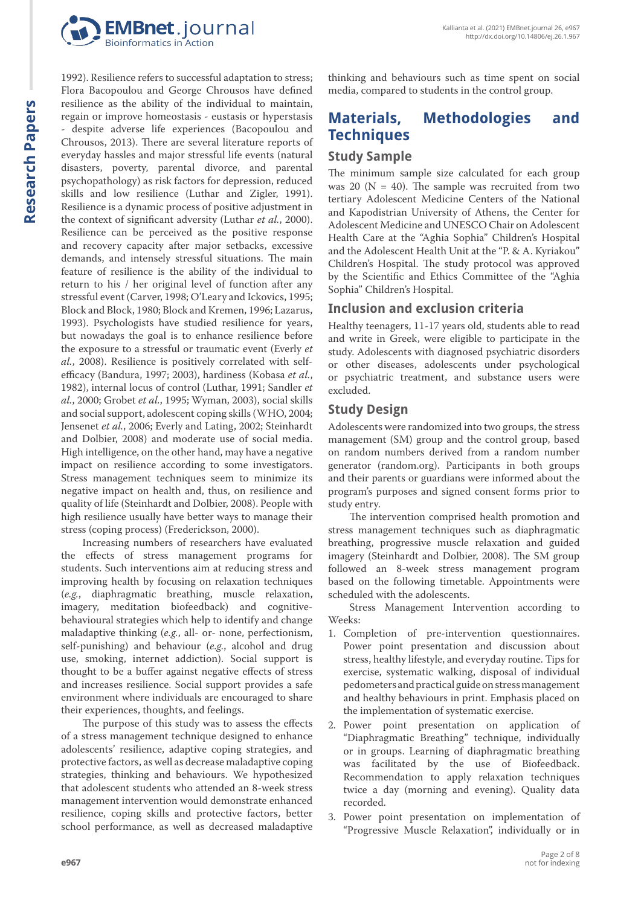1992). Resilience refers to successful adaptation to stress; Flora Bacopoulou and George Chrousos have defined resilience as the ability of the individual to maintain, regain or improve homeostasis - eustasis or hyperstasis - despite adverse life experiences (Bacopoulou and Chrousos, 2013). There are several literature reports of everyday hassles and major stressful life events (natural disasters, poverty, parental divorce, and parental psychopathology) as risk factors for depression, reduced skills and low resilience (Luthar and Zigler, 1991). Resilience is a dynamic process of positive adjustment in the context of significant adversity (Luthar *et al.*, 2000). Resilience can be perceived as the positive response and recovery capacity after major setbacks, excessive demands, and intensely stressful situations. The main feature of resilience is the ability of the individual to return to his / her original level of function after any stressful event (Carver, 1998; O'Leary and Ickovics, 1995; Block and Block, 1980; Block and Kremen, 1996; Lazarus, 1993). Psychologists have studied resilience for years, but nowadays the goal is to enhance resilience before the exposure to a stressful or traumatic event (Everly *et al.*, 2008). Resilience is positively correlated with self-efficacy (Bandura, 1997; 2003), hardiness (Kobasa *et al.*, 1982), internal locus of control (Luthar, 1991; Sandler *et al.*, 2000; Grobet *et al.*, 1995; Wyman, 2003), social skills and social support, adolescent coping skills (WHO, 2004; Jensenet *et al.*, 2006; Everly and Lating, 2002; Steinhardt and Dolbier, 2008) and moderate use of social media. High intelligence, on the other hand, may have a negative impact on resilience according to some investigators. Stress management techniques seem to minimize its negative impact on health and, thus, on resilience and quality of life (Steinhardt and Dolbier, 2008). People with high resilience usually have better ways to manage their stress (coping process) (Frederickson, 2000).

Increasing numbers of researchers have evaluated the effects of stress management programs for students. Such interventions aim at reducing stress and improving health by focusing on relaxation techniques (*e.g.*, diaphragmatic breathing, muscle relaxation, imagery, meditation biofeedback) and cognitive-behavioural strategies which help to identify and change maladaptive thinking (*e.g.*, all- or- none, perfectionism, self-punishing) and behaviour (*e.g.*, alcohol and drug use, smoking, internet addiction). Social support is thought to be a buffer against negative effects of stress and increases resilience. Social support provides a safe environment where individuals are encouraged to share their experiences, thoughts, and feelings.

The purpose of this study was to assess the effects of a stress management technique designed to enhance adolescents' resilience, adaptive coping strategies, and protective factors, as well as decrease maladaptive coping strategies, thinking and behaviours. We hypothesized that adolescent students who attended an 8-week stress management intervention would demonstrate enhanced resilience, coping skills and protective factors, better school performance, as well as decreased maladaptive thinking and behaviours such as time spent on social media, compared to students in the control group.

## Materials, Methodologies and Techniques

### Study Sample

The minimum sample size calculated for each group was 20 (N = 40). The sample was recruited from two tertiary Adolescent Medicine Centers of the National and Kapodistrian University of Athens, the Center for Adolescent Medicine and UNESCO Chair on Adolescent Health Care at the "Aghia Sophia" Children's Hospital and the Adolescent Health Unit at the "P. & A. Kyriakou" Children's Hospital. The study protocol was approved by the Scientific and Ethics Committee of the "Aghia Sophia" Children's Hospital.

### Inclusion and exclusion criteria

Healthy teenagers, 11-17 years old, students able to read and write in Greek, were eligible to participate in the study. Adolescents with diagnosed psychiatric disorders or other diseases, adolescents under psychological or psychiatric treatment, and substance users were excluded.

### Study Design

Adolescents were randomized into two groups, the stress management (SM) group and the control group, based on random numbers derived from a random number generator (random.org). Participants in both groups and their parents or guardians were informed about the program's purposes and signed consent forms prior to study entry.

The intervention comprised health promotion and stress management techniques such as diaphragmatic breathing, progressive muscle relaxation and guided imagery (Steinhardt and Dolbier, 2008). The SM group followed an 8-week stress management program based on the following timetable. Appointments were scheduled with the adolescents.

Stress Management Intervention according to Weeks:

1. Completion of pre-intervention questionnaires. Power point presentation and discussion about stress, healthy lifestyle, and everyday routine. Tips for exercise, systematic walking, disposal of individual pedometers and practical guide on stress management and healthy behaviours in print. Emphasis placed on the implementation of systematic exercise.
2. Power point presentation on application of "Diaphragmatic Breathing" technique, individually or in groups. Learning of diaphragmatic breathing was facilitated by the use of Biofeedback. Recommendation to apply relaxation techniques twice a day (morning and evening). Quality data recorded.
3. Power point presentation on implementation of "Progressive Muscle Relaxation", individually or in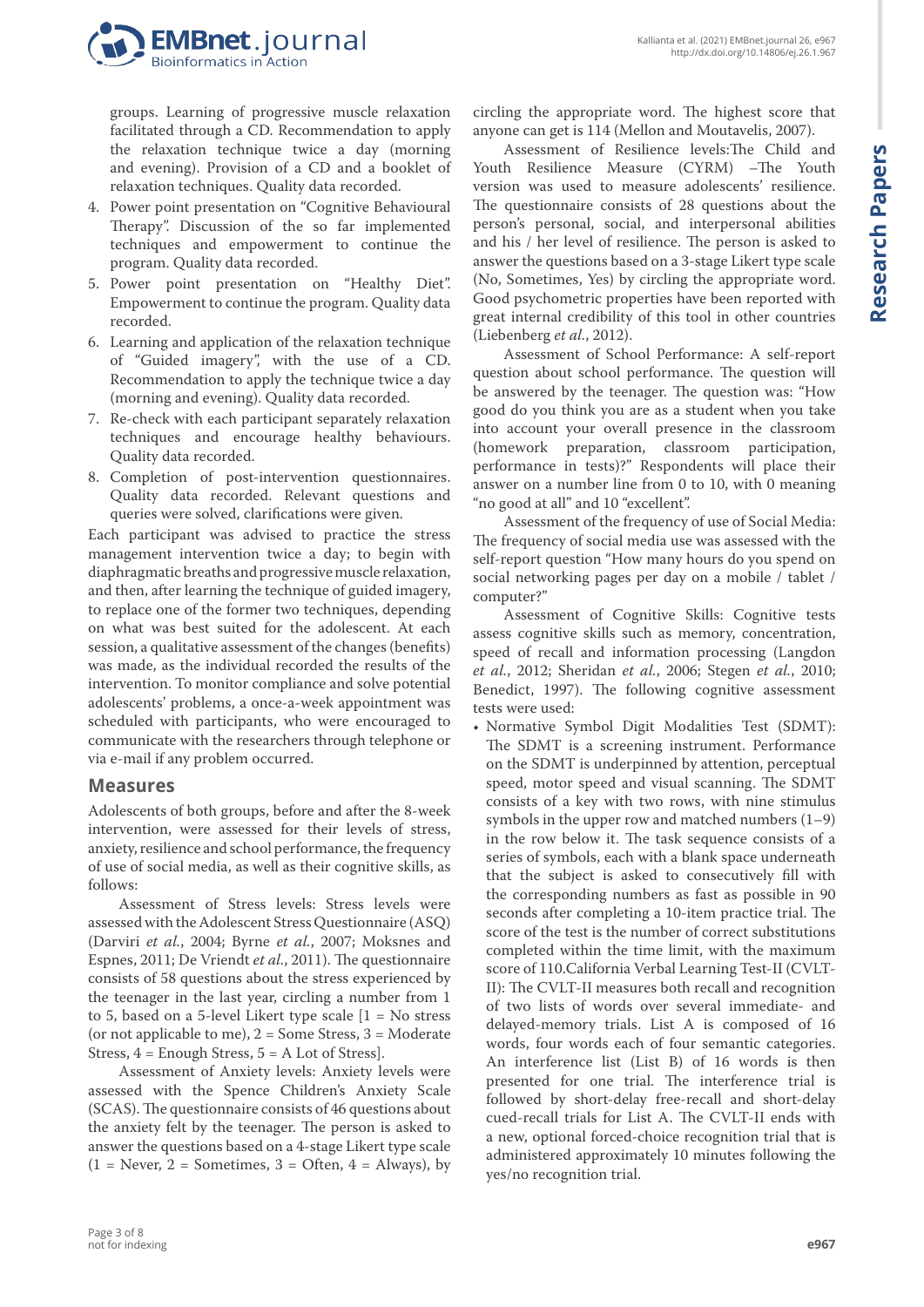groups. Learning of progressive muscle relaxation facilitated through a CD. Recommendation to apply the relaxation technique twice a day (morning and evening). Provision of a CD and a booklet of relaxation techniques. Quality data recorded.

4. Power point presentation on "Cognitive Behavioural Therapy". Discussion of the so far implemented techniques and empowerment to continue the program. Quality data recorded.
5. Power point presentation on "Healthy Diet". Empowerment to continue the program. Quality data recorded.
6. Learning and application of the relaxation technique of "Guided imagery", with the use of a CD. Recommendation to apply the technique twice a day (morning and evening). Quality data recorded.
7. Re-check with each participant separately relaxation techniques and encourage healthy behaviours. Quality data recorded.
8. Completion of post-intervention questionnaires. Quality data recorded. Relevant questions and queries were solved, clarifications were given.

Each participant was advised to practice the stress management intervention twice a day; to begin with diaphragmatic breaths and progressive muscle relaxation, and then, after learning the technique of guided imagery, to replace one of the former two techniques, depending on what was best suited for the adolescent. At each session, a qualitative assessment of the changes (benefits) was made, as the individual recorded the results of the intervention. To monitor compliance and solve potential adolescents' problems, a once-a-week appointment was scheduled with participants, who were encouraged to communicate with the researchers through telephone or via e-mail if any problem occurred.

## Measures

Adolescents of both groups, before and after the 8-week intervention, were assessed for their levels of stress, anxiety, resilience and school performance, the frequency of use of social media, as well as their cognitive skills, as follows:

Assessment of Stress levels: Stress levels were assessed with the Adolescent Stress Questionnaire (ASQ) (Darviri *et al.*, 2004; Byrne *et al.*, 2007; Moksnes and Espnes, 2011; De Vriendt *et al.*, 2011). The questionnaire consists of 58 questions about the stress experienced by the teenager in the last year, circling a number from 1 to 5, based on a 5-level Likert type scale [1 = No stress (or not applicable to me), 2 = Some Stress, 3 = Moderate Stress, 4 = Enough Stress, 5 = A Lot of Stress].

Assessment of Anxiety levels: Anxiety levels were assessed with the Spence Children's Anxiety Scale (SCAS). The questionnaire consists of 46 questions about the anxiety felt by the teenager. The person is asked to answer the questions based on a 4-stage Likert type scale (1 = Never, 2 = Sometimes, 3 = Often, 4 = Always), by circling the appropriate word. The highest score that anyone can get is 114 (Mellon and Moutavelis, 2007).

Assessment of Resilience levels:The Child and Youth Resilience Measure (CYRM) –The Youth version was used to measure adolescents' resilience. The questionnaire consists of 28 questions about the person's personal, social, and interpersonal abilities and his / her level of resilience. The person is asked to answer the questions based on a 3-stage Likert type scale (No, Sometimes, Yes) by circling the appropriate word. Good psychometric properties have been reported with great internal credibility of this tool in other countries (Liebenberg *et al.*, 2012).

Assessment of School Performance: A self-report question about school performance. The question will be answered by the teenager. The question was: "How good do you think you are as a student when you take into account your overall presence in the classroom (homework preparation, classroom participation, performance in tests)?" Respondents will place their answer on a number line from 0 to 10, with 0 meaning "no good at all" and 10 "excellent".

Assessment of the frequency of use of Social Media: The frequency of social media use was assessed with the self-report question "How many hours do you spend on social networking pages per day on a mobile / tablet / computer?"

Assessment of Cognitive Skills: Cognitive tests assess cognitive skills such as memory, concentration, speed of recall and information processing (Langdon *et al.*, 2012; Sheridan *et al.*, 2006; Stegen *et al.*, 2010; Benedict, 1997). The following cognitive assessment tests were used:

- Normative Symbol Digit Modalities Test (SDMT): The SDMT is a screening instrument. Performance on the SDMT is underpinned by attention, perceptual speed, motor speed and visual scanning. The SDMT consists of a key with two rows, with nine stimulus symbols in the upper row and matched numbers (1–9) in the row below it. The task sequence consists of a series of symbols, each with a blank space underneath that the subject is asked to consecutively fill with the corresponding numbers as fast as possible in 90 seconds after completing a 10-item practice trial. The score of the test is the number of correct substitutions completed within the time limit, with the maximum score of 110.California Verbal Learning Test-II (CVLT-II): The CVLT-II measures both recall and recognition of two lists of words over several immediate- and delayed-memory trials. List A is composed of 16 words, four words each of four semantic categories. An interference list (List B) of 16 words is then presented for one trial. The interference trial is followed by short-delay free-recall and short-delay cued-recall trials for List A. The CVLT-II ends with a new, optional forced-choice recognition trial that is administered approximately 10 minutes following the yes/no recognition trial.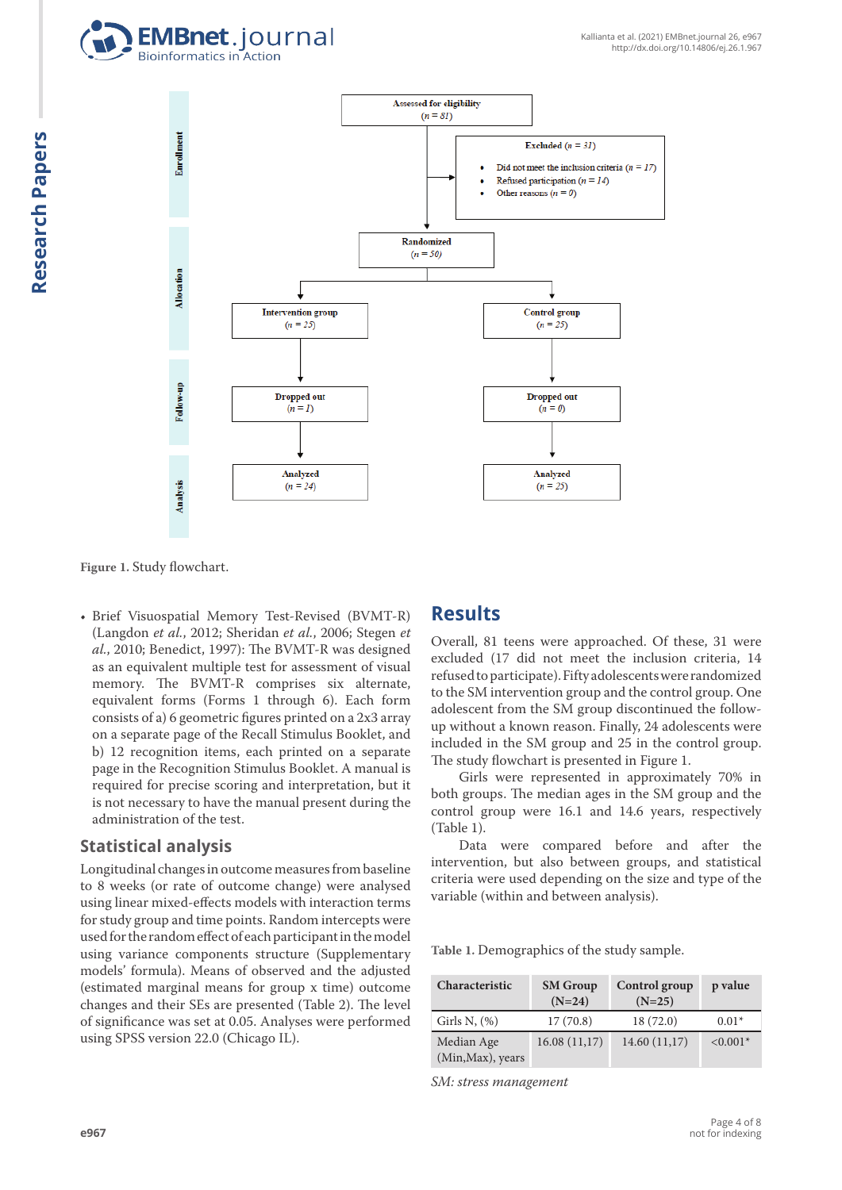Assessed for eligibility
(n = 81)

Excluded (n = 31)
- Did not meet the inclusion criteria (n = 17)
- Refused participation (n = 14)
- Other reasons (n = 0)

Randomized
(n = 50)

Intervention group
(n = 25)

Control group
(n = 25)

Dropped out
(n = 1)

Dropped out
(n = 0)

Analyzed
(n = 24)

Analyzed
(n = 25)

Enrollment | Allocation | Follow-up | Analysis

**Figure 1.** Study flowchart.

- Brief Visuospatial Memory Test-Revised (BVMT-R) (Langdon *et al.*, 2012; Sheridan *et al.*, 2006; Stegen *et al.*, 2010; Benedict, 1997): The BVMT-R was designed as an equivalent multiple test for assessment of visual memory. The BVMT-R comprises six alternate, equivalent forms (Forms 1 through 6). Each form consists of a) 6 geometric figures printed on a 2x3 array on a separate page of the Recall Stimulus Booklet, and b) 12 recognition items, each printed on a separate page in the Recognition Stimulus Booklet. A manual is required for precise scoring and interpretation, but it is not necessary to have the manual present during the administration of the test.

## Statistical analysis

Longitudinal changes in outcome measures from baseline to 8 weeks (or rate of outcome change) were analysed using linear mixed-effects models with interaction terms for study group and time points. Random intercepts were used for the random effect of each participant in the model using variance components structure (Supplementary models' formula). Means of observed and the adjusted (estimated marginal means for group x time) outcome changes and their SEs are presented (Table 2). The level of significance was set at 0.05. Analyses were performed using SPSS version 22.0 (Chicago IL).

# Results

Overall, 81 teens were approached. Of these, 31 were excluded (17 did not meet the inclusion criteria, 14 refused to participate). Fifty adolescents were randomized to the SM intervention group and the control group. One adolescent from the SM group discontinued the follow-up without a known reason. Finally, 24 adolescents were included in the SM group and 25 in the control group. The study flowchart is presented in Figure 1.

Girls were represented in approximately 70% in both groups. The median ages in the SM group and the control group were 16.1 and 14.6 years, respectively (Table 1).

Data were compared before and after the intervention, but also between groups, and statistical criteria were used depending on the size and type of the variable (within and between analysis).

**Table 1.** Demographics of the study sample.

| Characteristic | SM Group (N=24) | Control group (N=25) | p value |
|---|---|---|---|
| Girls N, (%) | 17 (70.8) | 18 (72.0) | 0.01* |
| Median Age (Min,Max), years | 16.08 (11,17) | 14.60 (11,17) | <0.001* |

*SM: stress management*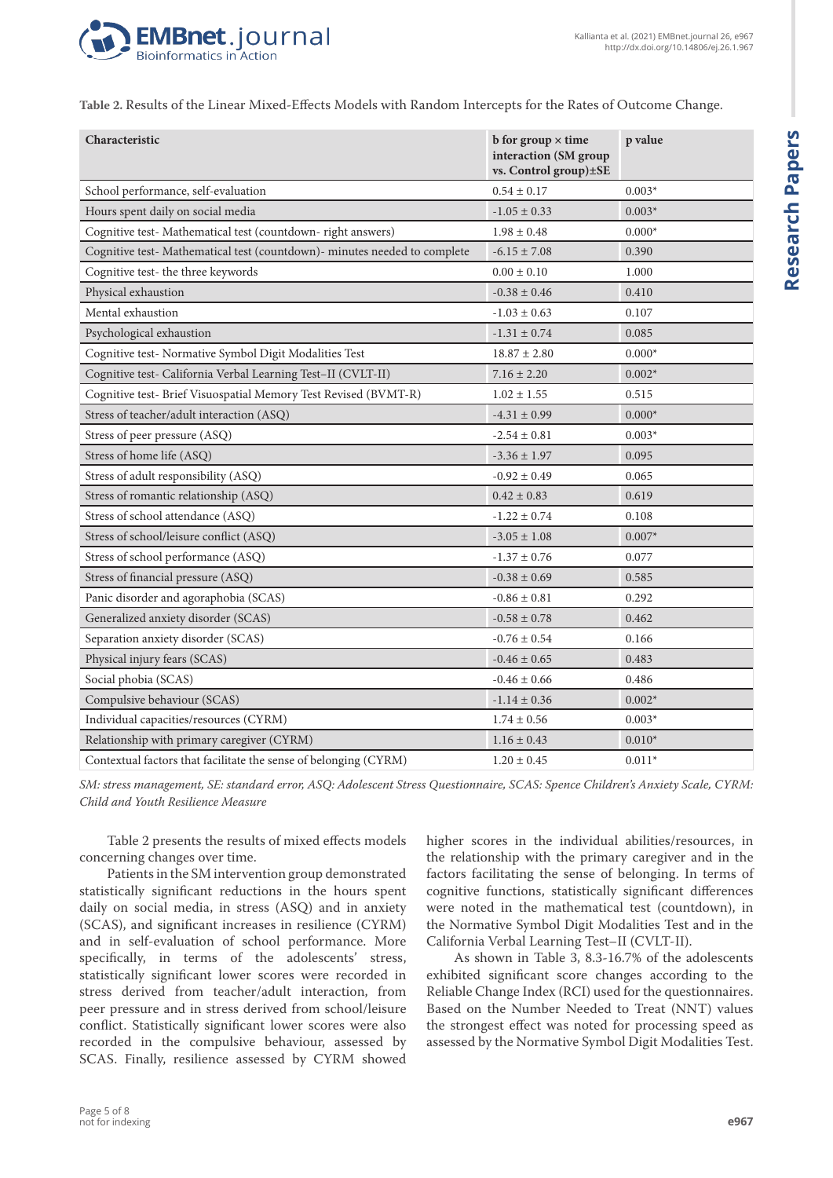**Table 2.** Results of the Linear Mixed-Effects Models with Random Intercepts for the Rates of Outcome Change.

| Characteristic | b for group × time interaction (SM group vs. Control group)±SE | p value |
|---|---|---|
| School performance, self-evaluation | 0.54 ± 0.17 | 0.003* |
| Hours spent daily on social media | -1.05 ± 0.33 | 0.003* |
| Cognitive test- Mathematical test (countdown- right answers) | 1.98 ± 0.48 | 0.000* |
| Cognitive test- Mathematical test (countdown)- minutes needed to complete | -6.15 ± 7.08 | 0.390 |
| Cognitive test- the three keywords | 0.00 ± 0.10 | 1.000 |
| Physical exhaustion | -0.38 ± 0.46 | 0.410 |
| Mental exhaustion | -1.03 ± 0.63 | 0.107 |
| Psychological exhaustion | -1.31 ± 0.74 | 0.085 |
| Cognitive test- Normative Symbol Digit Modalities Test | 18.87 ± 2.80 | 0.000* |
| Cognitive test- California Verbal Learning Test–II (CVLT-II) | 7.16 ± 2.20 | 0.002* |
| Cognitive test- Brief Visuospatial Memory Test Revised (BVMT-R) | 1.02 ± 1.55 | 0.515 |
| Stress of teacher/adult interaction (ASQ) | -4.31 ± 0.99 | 0.000* |
| Stress of peer pressure (ASQ) | -2.54 ± 0.81 | 0.003* |
| Stress of home life (ASQ) | -3.36 ± 1.97 | 0.095 |
| Stress of adult responsibility (ASQ) | -0.92 ± 0.49 | 0.065 |
| Stress of romantic relationship (ASQ) | 0.42 ± 0.83 | 0.619 |
| Stress of school attendance (ASQ) | -1.22 ± 0.74 | 0.108 |
| Stress of school/leisure conflict (ASQ) | -3.05 ± 1.08 | 0.007* |
| Stress of school performance (ASQ) | -1.37 ± 0.76 | 0.077 |
| Stress of financial pressure (ASQ) | -0.38 ± 0.69 | 0.585 |
| Panic disorder and agoraphobia (SCAS) | -0.86 ± 0.81 | 0.292 |
| Generalized anxiety disorder (SCAS) | -0.58 ± 0.78 | 0.462 |
| Separation anxiety disorder (SCAS) | -0.76 ± 0.54 | 0.166 |
| Physical injury fears (SCAS) | -0.46 ± 0.65 | 0.483 |
| Social phobia (SCAS) | -0.46 ± 0.66 | 0.486 |
| Compulsive behaviour (SCAS) | -1.14 ± 0.36 | 0.002* |
| Individual capacities/resources (CYRM) | 1.74 ± 0.56 | 0.003* |
| Relationship with primary caregiver (CYRM) | 1.16 ± 0.43 | 0.010* |
| Contextual factors that facilitate the sense of belonging (CYRM) | 1.20 ± 0.45 | 0.011* |

*SM: stress management, SE: standard error, ASQ: Adolescent Stress Questionnaire, SCAS: Spence Children's Anxiety Scale, CYRM: Child and Youth Resilience Measure*

Table 2 presents the results of mixed effects models concerning changes over time.

Patients in the SM intervention group demonstrated statistically significant reductions in the hours spent daily on social media, in stress (ASQ) and in anxiety (SCAS), and significant increases in resilience (CYRM) and in self-evaluation of school performance. More specifically, in terms of the adolescents' stress, statistically significant lower scores were recorded in stress derived from teacher/adult interaction, from peer pressure and in stress derived from school/leisure conflict. Statistically significant lower scores were also recorded in the compulsive behaviour, assessed by SCAS. Finally, resilience assessed by CYRM showed higher scores in the individual abilities/resources, in the relationship with the primary caregiver and in the factors facilitating the sense of belonging. In terms of cognitive functions, statistically significant differences were noted in the mathematical test (countdown), in the Normative Symbol Digit Modalities Test and in the California Verbal Learning Test–II (CVLT-II).

As shown in Table 3, 8.3-16.7% of the adolescents exhibited significant score changes according to the Reliable Change Index (RCI) used for the questionnaires. Based on the Number Needed to Treat (NNT) values the strongest effect was noted for processing speed as assessed by the Normative Symbol Digit Modalities Test.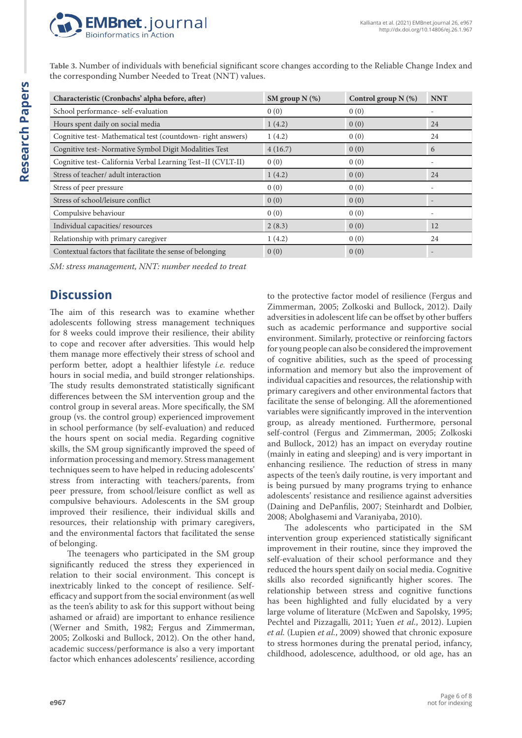**Table 3.** Number of individuals with beneficial significant score changes according to the Reliable Change Index and the corresponding Number Needed to Treat (NNT) values.

| Characteristic (Cronbachs' alpha before, after) | SM group N (%) | Control group N (%) | NNT |
|---|---|---|---|
| School performance- self-evaluation | 0 (0) | 0 (0) | - |
| Hours spent daily on social media | 1 (4.2) | 0 (0) | 24 |
| Cognitive test- Mathematical test (countdown- right answers) | 1 (4.2) | 0 (0) | 24 |
| Cognitive test- Normative Symbol Digit Modalities Test | 4 (16.7) | 0 (0) | 6 |
| Cognitive test- California Verbal Learning Test–II (CVLT-II) | 0 (0) | 0 (0) | - |
| Stress of teacher/ adult interaction | 1 (4.2) | 0 (0) | 24 |
| Stress of peer pressure | 0 (0) | 0 (0) | - |
| Stress of school/leisure conflict | 0 (0) | 0 (0) | - |
| Compulsive behaviour | 0 (0) | 0 (0) | - |
| Individual capacities/ resources | 2 (8.3) | 0 (0) | 12 |
| Relationship with primary caregiver | 1 (4.2) | 0 (0) | 24 |
| Contextual factors that facilitate the sense of belonging | 0 (0) | 0 (0) | - |

*SM: stress management, NNT: number needed to treat*

## Discussion

The aim of this research was to examine whether adolescents following stress management techniques for 8 weeks could improve their resilience, their ability to cope and recover after adversities. This would help them manage more effectively their stress of school and perform better, adopt a healthier lifestyle *i.e.* reduce hours in social media, and build stronger relationships. The study results demonstrated statistically significant differences between the SM intervention group and the control group in several areas. More specifically, the SM group (vs. the control group) experienced improvement in school performance (by self-evaluation) and reduced the hours spent on social media. Regarding cognitive skills, the SM group significantly improved the speed of information processing and memory. Stress management techniques seem to have helped in reducing adolescents' stress from interacting with teachers/parents, from peer pressure, from school/leisure conflict as well as compulsive behaviours. Adolescents in the SM group improved their resilience, their individual skills and resources, their relationship with primary caregivers, and the environmental factors that facilitated the sense of belonging.

The teenagers who participated in the SM group significantly reduced the stress they experienced in relation to their social environment. This concept is inextricably linked to the concept of resilience. Self-efficacy and support from the social environment (as well as the teen's ability to ask for this support without being ashamed or afraid) are important to enhance resilience (Werner and Smith, 1982; Fergus and Zimmerman, 2005; Zolkoski and Bullock, 2012). On the other hand, academic success/performance is also a very important factor which enhances adolescents' resilience, according to the protective factor model of resilience (Fergus and Zimmerman, 2005; Zolkoski and Bullock, 2012). Daily adversities in adolescent life can be offset by other buffers such as academic performance and supportive social environment. Similarly, protective or reinforcing factors for young people can also be considered the improvement of cognitive abilities, such as the speed of processing information and memory but also the improvement of individual capacities and resources, the relationship with primary caregivers and other environmental factors that facilitate the sense of belonging. All the aforementioned variables were significantly improved in the intervention group, as already mentioned. Furthermore, personal self-control (Fergus and Zimmerman, 2005; Zolkoski and Bullock, 2012) has an impact on everyday routine (mainly in eating and sleeping) and is very important in enhancing resilience. The reduction of stress in many aspects of the teen's daily routine, is very important and is being pursued by many programs trying to enhance adolescents' resistance and resilience against adversities (Daining and DePanfilis, 2007; Steinhardt and Dolbier, 2008; Abolghasemi and Varaniyaba, 2010).

The adolescents who participated in the SM intervention group experienced statistically significant improvement in their routine, since they improved the self-evaluation of their school performance and they reduced the hours spent daily on social media. Cognitive skills also recorded significantly higher scores. The relationship between stress and cognitive functions has been highlighted and fully elucidated by a very large volume of literature (McEwen and Sapolsky, 1995; Pechtel and Pizzagalli, 2011; Yuen *et al.*, 2012). Lupien *et al.* (Lupien *et al.*, 2009) showed that chronic exposure to stress hormones during the prenatal period, infancy, childhood, adolescence, adulthood, or old age, has an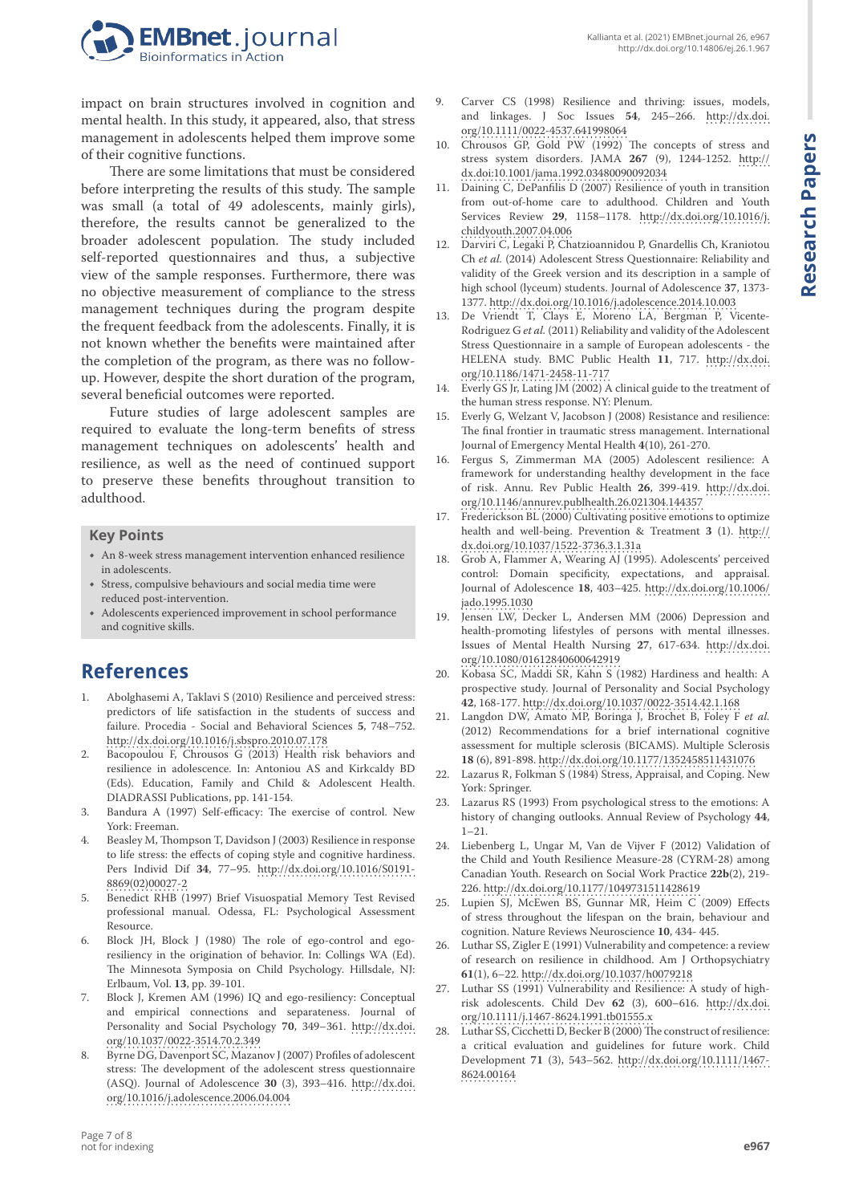impact on brain structures involved in cognition and mental health. In this study, it appeared, also, that stress management in adolescents helped them improve some of their cognitive functions.

There are some limitations that must be considered before interpreting the results of this study. The sample was small (a total of 49 adolescents, mainly girls), therefore, the results cannot be generalized to the broader adolescent population. The study included self-reported questionnaires and thus, a subjective view of the sample responses. Furthermore, there was no objective measurement of compliance to the stress management techniques during the program despite the frequent feedback from the adolescents. Finally, it is not known whether the benefits were maintained after the completion of the program, as there was no follow-up. However, despite the short duration of the program, several beneficial outcomes were reported.

Future studies of large adolescent samples are required to evaluate the long-term benefits of stress management techniques on adolescents' health and resilience, as well as the need of continued support to preserve these benefits throughout transition to adulthood.

### Key Points

- An 8-week stress management intervention enhanced resilience in adolescents.
- Stress, compulsive behaviours and social media time were reduced post-intervention.
- Adolescents experienced improvement in school performance and cognitive skills.

## References

1. Abolghasemi A, Taklavi S (2010) Resilience and perceived stress: predictors of life satisfaction in the students of success and failure. Procedia - Social and Behavioral Sciences **5**, 748–752. http://dx.doi.org/10.1016/j.sbspro.2010.07.178
2. Bacopoulou F, Chrousos G (2013) Health risk behaviors and resilience in adolescence. In: Antoniou AS and Kirkcaldy BD (Eds). Education, Family and Child & Adolescent Health. DIADRASSI Publications, pp. 141-154.
3. Bandura A (1997) Self-efficacy: The exercise of control. New York: Freeman.
4. Beasley M, Thompson T, Davidson J (2003) Resilience in response to life stress: the effects of coping style and cognitive hardiness. Pers Individ Dif **34**, 77–95. http://dx.doi.org/10.1016/S0191-8869(02)00027-2
5. Benedict RHB (1997) Brief Visuospatial Memory Test Revised professional manual. Odessa, FL: Psychological Assessment Resource.
6. Block JH, Block J (1980) The role of ego-control and ego-resiliency in the origination of behavior. In: Collings WA (Ed). The Minnesota Symposia on Child Psychology. Hillsdale, NJ: Erlbaum, Vol. **13**, pp. 39-101.
7. Block J, Kremen AM (1996) IQ and ego-resiliency: Conceptual and empirical connections and separateness. Journal of Personality and Social Psychology **70**, 349–361. http://dx.doi.org/10.1037/0022-3514.70.2.349
8. Byrne DG, Davenport SC, Mazanov J (2007) Profiles of adolescent stress: The development of the adolescent stress questionnaire (ASQ). Journal of Adolescence **30** (3), 393–416. http://dx.doi.org/10.1016/j.adolescence.2006.04.004
9. Carver CS (1998) Resilience and thriving: issues, models, and linkages. J Soc Issues **54**, 245–266. http://dx.doi.org/10.1111/0022-4537.641998064
10. Chrousos GP, Gold PW (1992) The concepts of stress and stress system disorders. JAMA **267** (9), 1244-1252. http://dx.doi:10.1001/jama.1992.03480090092034
11. Daining C, DePanfilis D (2007) Resilience of youth in transition from out-of-home care to adulthood. Children and Youth Services Review **29**, 1158–1178. http://dx.doi.org/10.1016/j.childyouth.2007.04.006
12. Darviri C, Legaki P, Chatzioannidou P, Gnardellis Ch, Kraniotou Ch *et al.* (2014) Adolescent Stress Questionnaire: Reliability and validity of the Greek version and its description in a sample of high school (lyceum) students. Journal of Adolescence **37**, 1373-1377. http://dx.doi.org/10.1016/j.adolescence.2014.10.003
13. De Vriendt T, Clays E, Moreno LA, Bergman P, Vicente-Rodriguez G *et al.* (2011) Reliability and validity of the Adolescent Stress Questionnaire in a sample of European adolescents - the HELENA study. BMC Public Health **11**, 717. http://dx.doi.org/10.1186/1471-2458-11-717
14. Everly GS Jr, Lating JM (2002) A clinical guide to the treatment of the human stress response. NY: Plenum.
15. Everly G, Welzant V, Jacobson J (2008) Resistance and resilience: The final frontier in traumatic stress management. International Journal of Emergency Mental Health **4**(10), 261-270.
16. Fergus S, Zimmerman MA (2005) Adolescent resilience: A framework for understanding healthy development in the face of risk. Annu. Rev Public Health **26**, 399-419. http://dx.doi.org/10.1146/annurev.publhealth.26.021304.144357
17. Frederickson BL (2000) Cultivating positive emotions to optimize health and well-being. Prevention & Treatment **3** (1). http://dx.doi.org/10.1037/1522-3736.3.1.31a
18. Grob A, Flammer A, Wearing AJ (1995). Adolescents' perceived control: Domain specificity, expectations, and appraisal. Journal of Adolescence **18**, 403–425. http://dx.doi.org/10.1006/jado.1995.1030
19. Jensen LW, Decker L, Andersen MM (2006) Depression and health-promoting lifestyles of persons with mental illnesses. Issues of Mental Health Nursing **27**, 617-634. http://dx.doi.org/10.1080/01612840600642919
20. Kobasa SC, Maddi SR, Kahn S (1982) Hardiness and health: A prospective study. Journal of Personality and Social Psychology **42**, 168-177. http://dx.doi.org/10.1037/0022-3514.42.1.168
21. Langdon DW, Amato MP, Boringa J, Brochet B, Foley F *et al.* (2012) Recommendations for a brief international cognitive assessment for multiple sclerosis (BICAMS). Multiple Sclerosis **18** (6), 891-898. http://dx.doi.org/10.1177/1352458511431076
22. Lazarus R, Folkman S (1984) Stress, Appraisal, and Coping. New York: Springer.
23. Lazarus RS (1993) From psychological stress to the emotions: A history of changing outlooks. Annual Review of Psychology **44**, 1–21.
24. Liebenberg L, Ungar M, Van de Vijver F (2012) Validation of the Child and Youth Resilience Measure-28 (CYRM-28) among Canadian Youth. Research on Social Work Practice **22b**(2), 219-226. http://dx.doi.org/10.1177/1049731511428619
25. Lupien SJ, McEwen BS, Gunnar MR, Heim C (2009) Effects of stress throughout the lifespan on the brain, behaviour and cognition. Nature Reviews Neuroscience **10**, 434- 445.
26. Luthar SS, Zigler E (1991) Vulnerability and competence: a review of research on resilience in childhood. Am J Orthopsychiatry **61**(1), 6–22. http://dx.doi.org/10.1037/h0079218
27. Luthar SS (1991) Vulnerability and Resilience: A study of high-risk adolescents. Child Dev **62** (3), 600–616. http://dx.doi.org/10.1111/j.1467-8624.1991.tb01555.x
28. Luthar SS, Cicchetti D, Becker B (2000) The construct of resilience: a critical evaluation and guidelines for future work. Child Development **71** (3), 543–562. http://dx.doi.org/10.1111/1467-8624.00164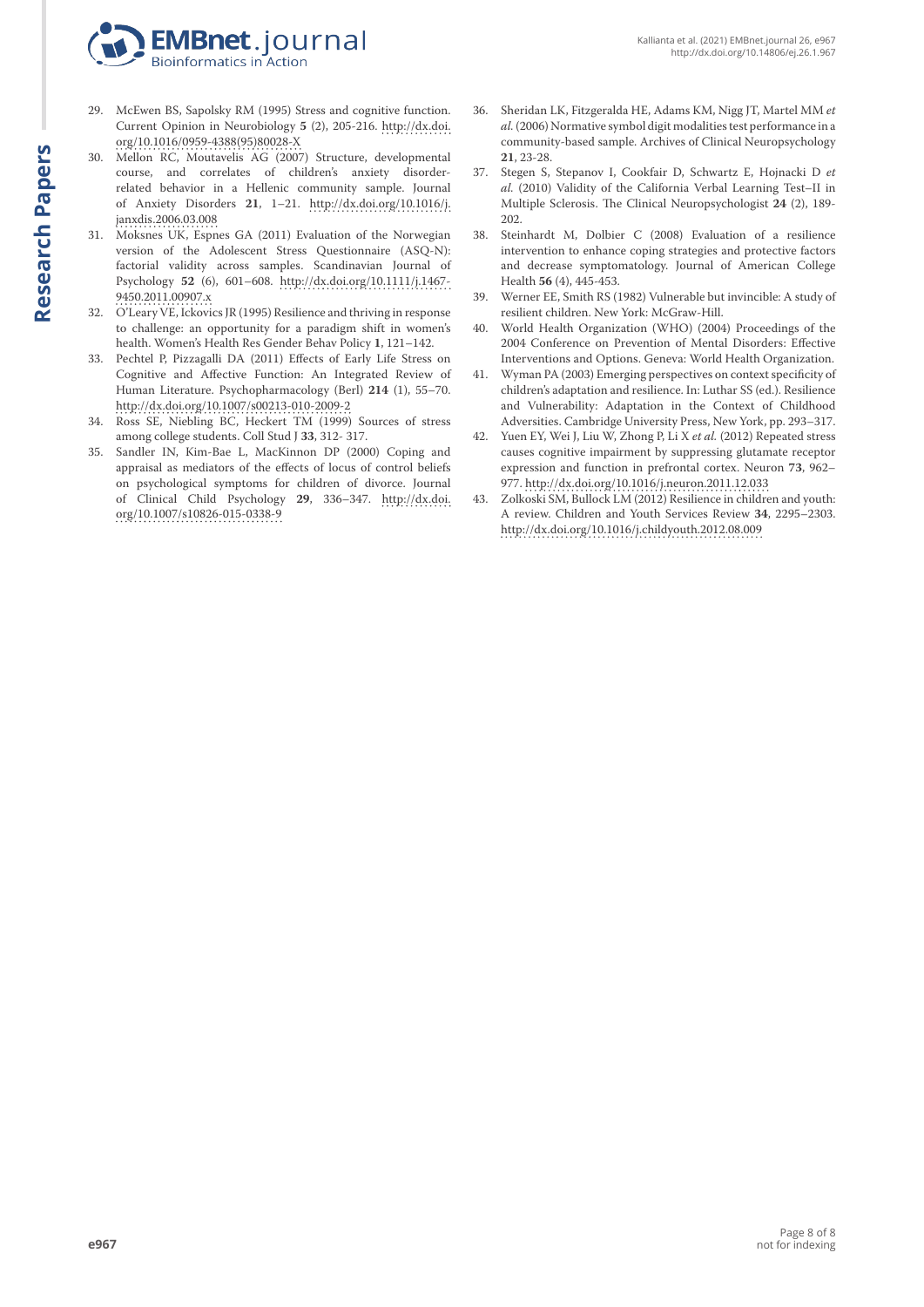29. McEwen BS, Sapolsky RM (1995) Stress and cognitive function. Current Opinion in Neurobiology **5** (2), 205-216. http://dx.doi.org/10.1016/0959-4388(95)80028-X
30. Mellon RC, Moutavelis AG (2007) Structure, developmental course, and correlates of children's anxiety disorder-related behavior in a Hellenic community sample. Journal of Anxiety Disorders **21**, 1–21. http://dx.doi.org/10.1016/j.janxdis.2006.03.008
31. Moksnes UK, Espnes GA (2011) Evaluation of the Norwegian version of the Adolescent Stress Questionnaire (ASQ-N): factorial validity across samples. Scandinavian Journal of Psychology **52** (6), 601–608. http://dx.doi.org/10.1111/j.1467-9450.2011.00907.x
32. O'Leary VE, Ickovics JR (1995) Resilience and thriving in response to challenge: an opportunity for a paradigm shift in women's health. Women's Health Res Gender Behav Policy **1**, 121–142.
33. Pechtel P, Pizzagalli DA (2011) Effects of Early Life Stress on Cognitive and Affective Function: An Integrated Review of Human Literature. Psychopharmacology (Berl) **214** (1), 55–70. http://dx.doi.org/10.1007/s00213-010-2009-2
34. Ross SE, Niebling BC, Heckert TM (1999) Sources of stress among college students. Coll Stud J **33**, 312- 317.
35. Sandler IN, Kim-Bae L, MacKinnon DP (2000) Coping and appraisal as mediators of the effects of locus of control beliefs on psychological symptoms for children of divorce. Journal of Clinical Child Psychology **29**, 336–347. http://dx.doi.org/10.1007/s10826-015-0338-9
36. Sheridan LK, Fitzgeralda HE, Adams KM, Nigg JT, Martel MM *et al.* (2006) Normative symbol digit modalities test performance in a community-based sample. Archives of Clinical Neuropsychology **21**, 23-28.
37. Stegen S, Stepanov I, Cookfair D, Schwartz E, Hojnacki D *et al.* (2010) Validity of the California Verbal Learning Test–II in Multiple Sclerosis. The Clinical Neuropsychologist **24** (2), 189-202.
38. Steinhardt M, Dolbier C (2008) Evaluation of a resilience intervention to enhance coping strategies and protective factors and decrease symptomatology. Journal of American College Health **56** (4), 445-453.
39. Werner EE, Smith RS (1982) Vulnerable but invincible: A study of resilient children. New York: McGraw-Hill.
40. World Health Organization (WHO) (2004) Proceedings of the 2004 Conference on Prevention of Mental Disorders: Effective Interventions and Options. Geneva: World Health Organization.
41. Wyman PA (2003) Emerging perspectives on context specificity of children's adaptation and resilience. In: Luthar SS (ed.). Resilience and Vulnerability: Adaptation in the Context of Childhood Adversities. Cambridge University Press, New York, pp. 293–317.
42. Yuen EY, Wei J, Liu W, Zhong P, Li X *et al.* (2012) Repeated stress causes cognitive impairment by suppressing glutamate receptor expression and function in prefrontal cortex. Neuron **73**, 962–977. http://dx.doi.org/10.1016/j.neuron.2011.12.033
43. Zolkoski SM, Bullock LM (2012) Resilience in children and youth: A review. Children and Youth Services Review **34**, 2295–2303. http://dx.doi.org/10.1016/j.childyouth.2012.08.009